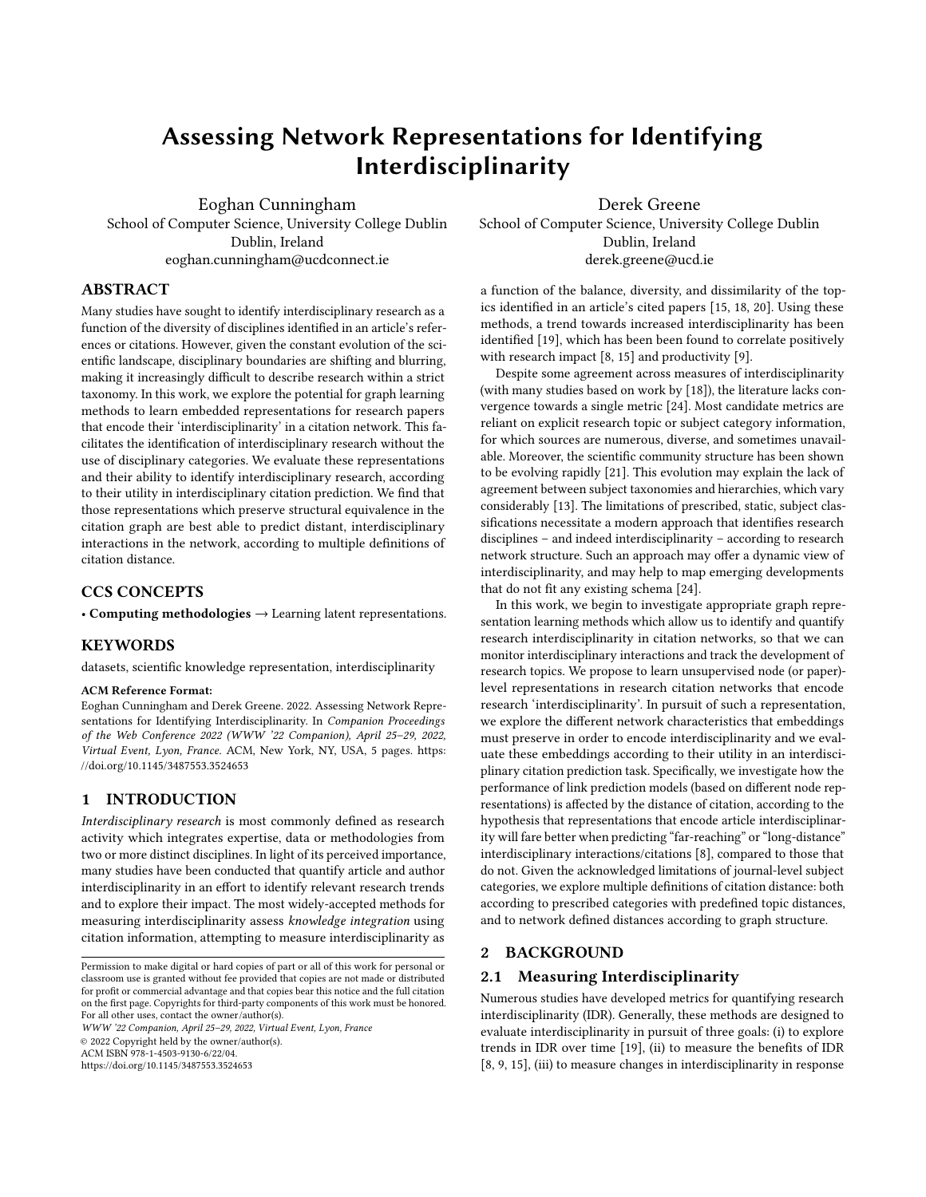# Assessing Network Representations for Identifying Interdisciplinarity

Eoghan Cunningham
School of Computer Science, University College Dublin
Dublin, Ireland
eoghan.cunningham@ucdconnect.ie

Derek Greene
School of Computer Science, University College Dublin
Dublin, Ireland
derek.greene@ucd.ie

## ABSTRACT

Many studies have sought to identify interdisciplinary research as a function of the diversity of disciplines identified in an article's references or citations. However, given the constant evolution of the scientific landscape, disciplinary boundaries are shifting and blurring, making it increasingly difficult to describe research within a strict taxonomy. In this work, we explore the potential for graph learning methods to learn embedded representations for research papers that encode their 'interdisciplinarity' in a citation network. This facilitates the identification of interdisciplinary research without the use of disciplinary categories. We evaluate these representations and their ability to identify interdisciplinary research, according to their utility in interdisciplinary citation prediction. We find that those representations which preserve structural equivalence in the citation graph are best able to predict distant, interdisciplinary interactions in the network, according to multiple definitions of citation distance.

## CCS CONCEPTS

• **Computing methodologies** → Learning latent representations.

## KEYWORDS

datasets, scientific knowledge representation, interdisciplinarity

**ACM Reference Format:**
Eoghan Cunningham and Derek Greene. 2022. Assessing Network Representations for Identifying Interdisciplinarity. In *Companion Proceedings of the Web Conference 2022 (WWW '22 Companion), April 25–29, 2022, Virtual Event, Lyon, France.* ACM, New York, NY, USA, 5 pages. https://doi.org/10.1145/3487553.3524653

## 1 INTRODUCTION

*Interdisciplinary research* is most commonly defined as research activity which integrates expertise, data or methodologies from two or more distinct disciplines. In light of its perceived importance, many studies have been conducted that quantify article and author interdisciplinarity in an effort to identify relevant research trends and to explore their impact. The most widely-accepted methods for measuring interdisciplinarity assess *knowledge integration* using citation information, attempting to measure interdisciplinarity as a function of the balance, diversity, and dissimilarity of the topics identified in an article's cited papers [15, 18, 20]. Using these methods, a trend towards increased interdisciplinarity has been identified [19], which has been been found to correlate positively with research impact [8, 15] and productivity [9].

Despite some agreement across measures of interdisciplinarity (with many studies based on work by [18]), the literature lacks convergence towards a single metric [24]. Most candidate metrics are reliant on explicit research topic or subject category information, for which sources are numerous, diverse, and sometimes unavailable. Moreover, the scientific community structure has been shown to be evolving rapidly [21]. This evolution may explain the lack of agreement between subject taxonomies and hierarchies, which vary considerably [13]. The limitations of prescribed, static, subject classifications necessitate a modern approach that identifies research disciplines – and indeed interdisciplinarity – according to research network structure. Such an approach may offer a dynamic view of interdisciplinarity, and may help to map emerging developments that do not fit any existing schema [24].

In this work, we begin to investigate appropriate graph representation learning methods which allow us to identify and quantify research interdisciplinarity in citation networks, so that we can monitor interdisciplinary interactions and track the development of research topics. We propose to learn unsupervised node (or paper)-level representations in research citation networks that encode research 'interdisciplinarity'. In pursuit of such a representation, we explore the different network characteristics that embeddings must preserve in order to encode interdisciplinarity and we evaluate these embeddings according to their utility in an interdisciplinary citation prediction task. Specifically, we investigate how the performance of link prediction models (based on different node representations) is affected by the distance of citation, according to the hypothesis that representations that encode article interdisciplinarity will fare better when predicting "far-reaching" or "long-distance" interdisciplinary interactions/citations [8], compared to those that do not. Given the acknowledged limitations of journal-level subject categories, we explore multiple definitions of citation distance: both according to prescribed categories with predefined topic distances, and to network defined distances according to graph structure.

## 2 BACKGROUND

### 2.1 Measuring Interdisciplinarity

Numerous studies have developed metrics for quantifying research interdisciplinarity (IDR). Generally, these methods are designed to evaluate interdisciplinarity in pursuit of three goals: (i) to explore trends in IDR over time [19], (ii) to measure the benefits of IDR [8, 9, 15], (iii) to measure changes in interdisciplinarity in response

Permission to make digital or hard copies of part or all of this work for personal or classroom use is granted without fee provided that copies are not made or distributed for profit or commercial advantage and that copies bear this notice and the full citation on the first page. Copyrights for third-party components of this work must be honored. For all other uses, contact the owner/author(s).
*WWW '22 Companion, April 25–29, 2022, Virtual Event, Lyon, France*
© 2022 Copyright held by the owner/author(s).
ACM ISBN 978-1-4503-9130-6/22/04.
https://doi.org/10.1145/3487553.3524653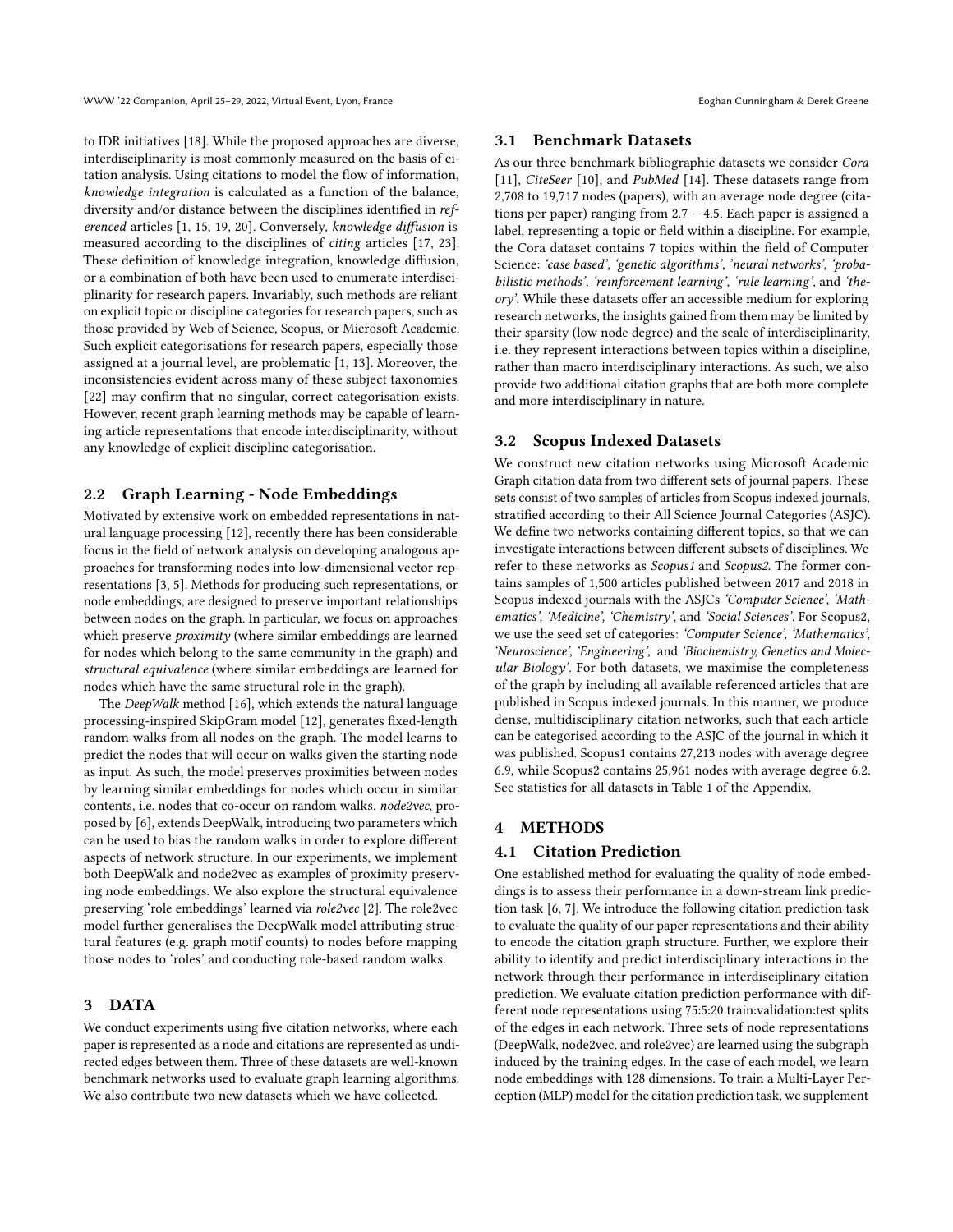to IDR initiatives [18]. While the proposed approaches are diverse, interdisciplinarity is most commonly measured on the basis of citation analysis. Using citations to model the flow of information, *knowledge integration* is calculated as a function of the balance, diversity and/or distance between the disciplines identified in *referenced* articles [1, 15, 19, 20]. Conversely, *knowledge diffusion* is measured according to the disciplines of *citing* articles [17, 23]. These definition of knowledge integration, knowledge diffusion, or a combination of both have been used to enumerate interdisciplinarity for research papers. Invariably, such methods are reliant on explicit topic or discipline categories for research papers, such as those provided by Web of Science, Scopus, or Microsoft Academic. Such explicit categorisations for research papers, especially those assigned at a journal level, are problematic [1, 13]. Moreover, the inconsistencies evident across many of these subject taxonomies [22] may confirm that no singular, correct categorisation exists. However, recent graph learning methods may be capable of learning article representations that encode interdisciplinarity, without any knowledge of explicit discipline categorisation.

## 2.2 Graph Learning - Node Embeddings

Motivated by extensive work on embedded representations in natural language processing [12], recently there has been considerable focus in the field of network analysis on developing analogous approaches for transforming nodes into low-dimensional vector representations [3, 5]. Methods for producing such representations, or node embeddings, are designed to preserve important relationships between nodes on the graph. In particular, we focus on approaches which preserve *proximity* (where similar embeddings are learned for nodes which belong to the same community in the graph) and *structural equivalence* (where similar embeddings are learned for nodes which have the same structural role in the graph).

The *DeepWalk* method [16], which extends the natural language processing-inspired SkipGram model [12], generates fixed-length random walks from all nodes on the graph. The model learns to predict the nodes that will occur on walks given the starting node as input. As such, the model preserves proximities between nodes by learning similar embeddings for nodes which occur in similar contents, i.e. nodes that co-occur on random walks. *node2vec*, proposed by [6], extends DeepWalk, introducing two parameters which can be used to bias the random walks in order to explore different aspects of network structure. In our experiments, we implement both DeepWalk and node2vec as examples of proximity preserving node embeddings. We also explore the structural equivalence preserving 'role embeddings' learned via *role2vec* [2]. The role2vec model further generalises the DeepWalk model attributing structural features (e.g. graph motif counts) to nodes before mapping those nodes to 'roles' and conducting role-based random walks.

# 3 DATA

We conduct experiments using five citation networks, where each paper is represented as a node and citations are represented as undirected edges between them. Three of these datasets are well-known benchmark networks used to evaluate graph learning algorithms. We also contribute two new datasets which we have collected.

## 3.1 Benchmark Datasets

As our three benchmark bibliographic datasets we consider *Cora* [11], *CiteSeer* [10], and *PubMed* [14]. These datasets range from 2,708 to 19,717 nodes (papers), with an average node degree (citations per paper) ranging from 2.7 – 4.5. Each paper is assigned a label, representing a topic or field within a discipline. For example, the Cora dataset contains 7 topics within the field of Computer Science: *'case based'*, *'genetic algorithms'*, *'neural networks'*, *'probabilistic methods'*, *'reinforcement learning'*, *'rule learning'*, and *'theory'*. While these datasets offer an accessible medium for exploring research networks, the insights gained from them may be limited by their sparsity (low node degree) and the scale of interdisciplinarity, i.e. they represent interactions between topics within a discipline, rather than macro interdisciplinary interactions. As such, we also provide two additional citation graphs that are both more complete and more interdisciplinary in nature.

## 3.2 Scopus Indexed Datasets

We construct new citation networks using Microsoft Academic Graph citation data from two different sets of journal papers. These sets consist of two samples of articles from Scopus indexed journals, stratified according to their All Science Journal Categories (ASJC). We define two networks containing different topics, so that we can investigate interactions between different subsets of disciplines. We refer to these networks as *Scopus1* and *Scopus2*. The former contains samples of 1,500 articles published between 2017 and 2018 in Scopus indexed journals with the ASJCs *'Computer Science', 'Mathematics', 'Medicine', 'Chemistry'*, and *'Social Sciences'*. For Scopus2, we use the seed set of categories: *'Computer Science', 'Mathematics', 'Neuroscience', 'Engineering',* and *'Biochemistry, Genetics and Molecular Biology'*. For both datasets, we maximise the completeness of the graph by including all available referenced articles that are published in Scopus indexed journals. In this manner, we produce dense, multidisciplinary citation networks, such that each article can be categorised according to the ASJC of the journal in which it was published. Scopus1 contains 27,213 nodes with average degree 6.9, while Scopus2 contains 25,961 nodes with average degree 6.2. See statistics for all datasets in Table 1 of the Appendix.

# 4 METHODS

## 4.1 Citation Prediction

One established method for evaluating the quality of node embeddings is to assess their performance in a down-stream link prediction task [6, 7]. We introduce the following citation prediction task to evaluate the quality of our paper representations and their ability to encode the citation graph structure. Further, we explore their ability to identify and predict interdisciplinary interactions in the network through their performance in interdisciplinary citation prediction. We evaluate citation prediction performance with different node representations using 75:5:20 train:validation:test splits of the edges in each network. Three sets of node representations (DeepWalk, node2vec, and role2vec) are learned using the subgraph induced by the training edges. In the case of each model, we learn node embeddings with 128 dimensions. To train a Multi-Layer Perception (MLP) model for the citation prediction task, we supplement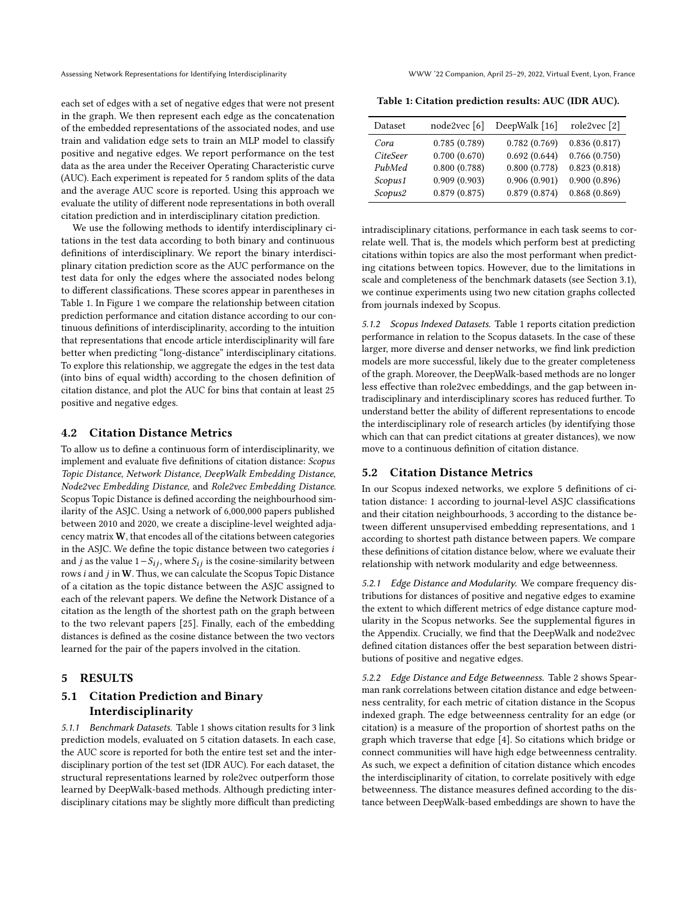each set of edges with a set of negative edges that were not present in the graph. We then represent each edge as the concatenation of the embedded representations of the associated nodes, and use train and validation edge sets to train an MLP model to classify positive and negative edges. We report performance on the test data as the area under the Receiver Operating Characteristic curve (AUC). Each experiment is repeated for 5 random splits of the data and the average AUC score is reported. Using this approach we evaluate the utility of different node representations in both overall citation prediction and in interdisciplinary citation prediction.

We use the following methods to identify interdisciplinary citations in the test data according to both binary and continuous definitions of interdisciplinary. We report the binary interdisciplinary citation prediction score as the AUC performance on the test data for only the edges where the associated nodes belong to different classifications. These scores appear in parentheses in Table 1. In Figure 1 we compare the relationship between citation prediction performance and citation distance according to our continuous definitions of interdisciplinarity, according to the intuition that representations that encode article interdisciplinarity will fare better when predicting "long-distance" interdisciplinary citations. To explore this relationship, we aggregate the edges in the test data (into bins of equal width) according to the chosen definition of citation distance, and plot the AUC for bins that contain at least 25 positive and negative edges.

### 4.2 Citation Distance Metrics

To allow us to define a continuous form of interdisciplinarity, we implement and evaluate five definitions of citation distance: *Scopus Topic Distance*, *Network Distance*, *DeepWalk Embedding Distance*, *Node2vec Embedding Distance*, and *Role2vec Embedding Distance*. Scopus Topic Distance is defined according the neighbourhood similarity of the ASJC. Using a network of 6,000,000 papers published between 2010 and 2020, we create a discipline-level weighted adjacency matrix $\mathbf{W}$, that encodes all of the citations between categories in the ASJC. We define the topic distance between two categories $i$ and $j$ as the value $1 - S_{ij}$, where $S_{ij}$ is the cosine-similarity between rows $i$ and $j$ in $\mathbf{W}$. Thus, we can calculate the Scopus Topic Distance of a citation as the topic distance between the ASJC assigned to each of the relevant papers. We define the Network Distance of a citation as the length of the shortest path on the graph between to the two relevant papers [25]. Finally, each of the embedding distances is defined as the cosine distance between the two vectors learned for the pair of the papers involved in the citation.

## 5 RESULTS

### 5.1 Citation Prediction and Binary Interdisciplinarity

*5.1.1 Benchmark Datasets.* Table 1 shows citation results for 3 link prediction models, evaluated on 5 citation datasets. In each case, the AUC score is reported for both the entire test set and the interdisciplinary portion of the test set (IDR AUC). For each dataset, the structural representations learned by role2vec outperform those learned by DeepWalk-based methods. Although predicting interdisciplinary citations may be slightly more difficult than predicting intradisciplinary citations, performance in each task seems to correlate well. That is, the models which perform best at predicting citations within topics are also the most performant when predicting citations between topics. However, due to the limitations in scale and completeness of the benchmark datasets (see Section 3.1), we continue experiments using two new citation graphs collected from journals indexed by Scopus.

**Table 1: Citation prediction results: AUC (IDR AUC).**

| Dataset | node2vec [6] | DeepWalk [16] | role2vec [2] |
|---|---|---|---|
| *Cora* | 0.785 (0.789) | 0.782 (0.769) | 0.836 (0.817) |
| *CiteSeer* | 0.700 (0.670) | 0.692 (0.644) | 0.766 (0.750) |
| *PubMed* | 0.800 (0.788) | 0.800 (0.778) | 0.823 (0.818) |
| *Scopus1* | 0.909 (0.903) | 0.906 (0.901) | 0.900 (0.896) |
| *Scopus2* | 0.879 (0.875) | 0.879 (0.874) | 0.868 (0.869) |

*5.1.2 Scopus Indexed Datasets.* Table 1 reports citation prediction performance in relation to the Scopus datasets. In the case of these larger, more diverse and denser networks, we find link prediction models are more successful, likely due to the greater completeness of the graph. Moreover, the DeepWalk-based methods are no longer less effective than role2vec embeddings, and the gap between intradisciplinary and interdisciplinary scores has reduced further. To understand better the ability of different representations to encode the interdisciplinary role of research articles (by identifying those which can that can predict citations at greater distances), we now move to a continuous definition of citation distance.

### 5.2 Citation Distance Metrics

In our Scopus indexed networks, we explore 5 definitions of citation distance: 1 according to journal-level ASJC classifications and their citation neighbourhoods, 3 according to the distance between different unsupervised embedding representations, and 1 according to shortest path distance between papers. We compare these definitions of citation distance below, where we evaluate their relationship with network modularity and edge betweenness.

*5.2.1 Edge Distance and Modularity.* We compare frequency distributions for distances of positive and negative edges to examine the extent to which different metrics of edge distance capture modularity in the Scopus networks. See the supplemental figures in the Appendix. Crucially, we find that the DeepWalk and node2vec defined citation distances offer the best separation between distributions of positive and negative edges.

*5.2.2 Edge Distance and Edge Betweenness.* Table 2 shows Spearman rank correlations between citation distance and edge betweenness centrality, for each metric of citation distance in the Scopus indexed graph. The edge betweenness centrality for an edge (or citation) is a measure of the proportion of shortest paths on the graph which traverse that edge [4]. So citations which bridge or connect communities will have high edge betweenness centrality. As such, we expect a definition of citation distance which encodes the interdisciplinarity of citation, to correlate positively with edge betweenness. The distance measures defined according to the distance between DeepWalk-based embeddings are shown to have the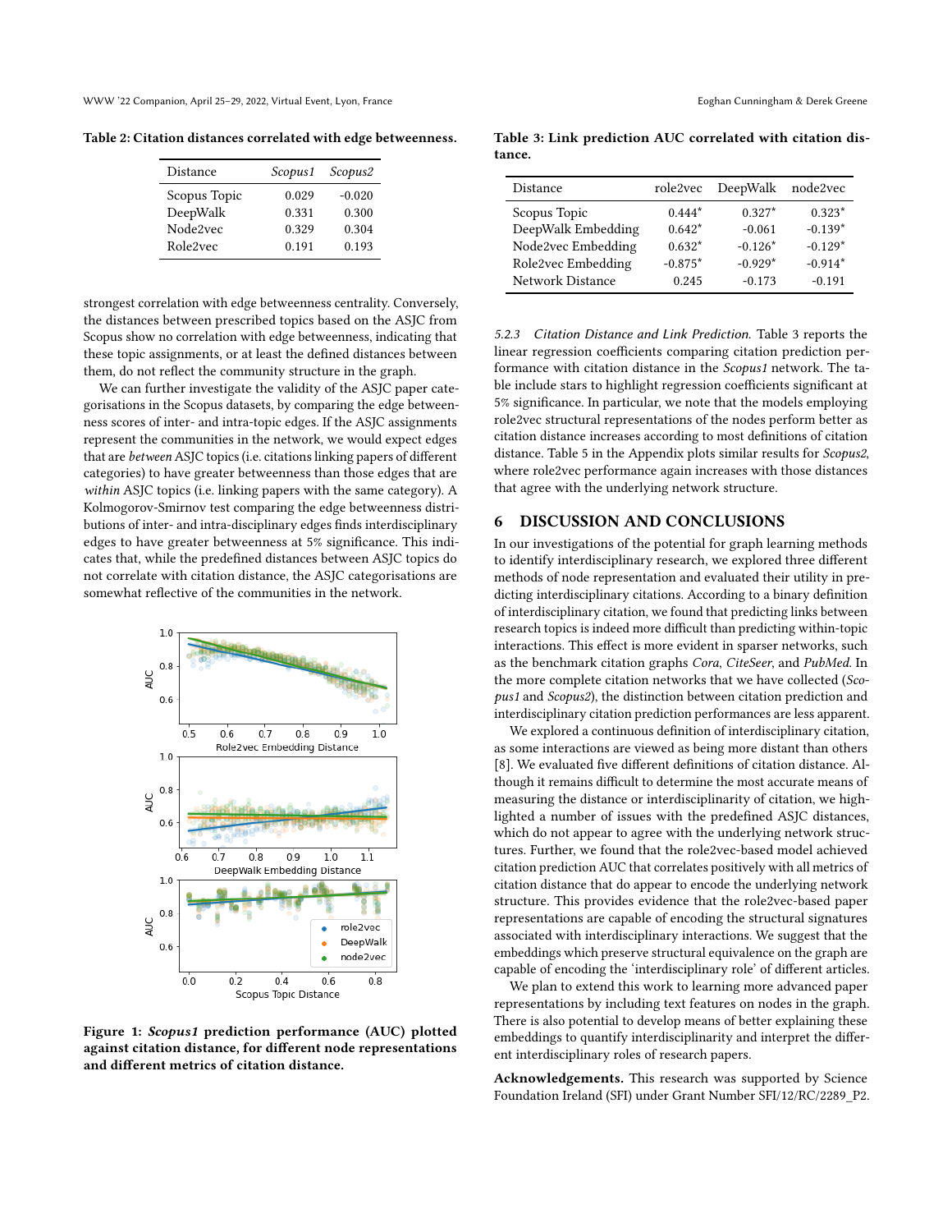Table 2: Citation distances correlated with edge betweenness.

| Distance | *Scopus1* | *Scopus2* |
|---|---|---|
| Scopus Topic | 0.029 | -0.020 |
| DeepWalk | 0.331 | 0.300 |
| Node2vec | 0.329 | 0.304 |
| Role2vec | 0.191 | 0.193 |

strongest correlation with edge betweenness centrality. Conversely, the distances between prescribed topics based on the ASJC from Scopus show no correlation with edge betweenness, indicating that these topic assignments, or at least the defined distances between them, do not reflect the community structure in the graph.

We can further investigate the validity of the ASJC paper categorisations in the Scopus datasets, by comparing the edge betweenness scores of inter- and intra-topic edges. If the ASJC assignments represent the communities in the network, we would expect edges that are *between* ASJC topics (i.e. citations linking papers of different categories) to have greater betweenness than those edges that are *within* ASJC topics (i.e. linking papers with the same category). A Kolmogorov-Smirnov test comparing the edge betweenness distributions of inter- and intra-disciplinary edges finds interdisciplinary edges to have greater betweenness at 5% significance. This indicates that, while the predefined distances between ASJC topics do not correlate with citation distance, the ASJC categorisations are somewhat reflective of the communities in the network.

**Figure 1: *Scopus1* prediction performance (AUC) plotted against citation distance, for different node representations and different metrics of citation distance.**

Table 3: Link prediction AUC correlated with citation distance.

| Distance | role2vec | DeepWalk | node2vec |
|---|---|---|---|
| Scopus Topic | 0.444* | 0.327* | 0.323* |
| DeepWalk Embedding | 0.642* | -0.061 | -0.139* |
| Node2vec Embedding | 0.632* | -0.126* | -0.129* |
| Role2vec Embedding | -0.875* | -0.929* | -0.914* |
| Network Distance | 0.245 | -0.173 | -0.191 |

*5.2.3 Citation Distance and Link Prediction.* Table 3 reports the linear regression coefficients comparing citation prediction performance with citation distance in the *Scopus1* network. The table include stars to highlight regression coefficients significant at 5% significance. In particular, we note that the models employing role2vec structural representations of the nodes perform better as citation distance increases according to most definitions of citation distance. Table 5 in the Appendix plots similar results for *Scopus2*, where role2vec performance again increases with those distances that agree with the underlying network structure.

## 6 DISCUSSION AND CONCLUSIONS

In our investigations of the potential for graph learning methods to identify interdisciplinary research, we explored three different methods of node representation and evaluated their utility in predicting interdisciplinary citations. According to a binary definition of interdisciplinary citation, we found that predicting links between research topics is indeed more difficult than predicting within-topic interactions. This effect is more evident in sparser networks, such as the benchmark citation graphs *Cora*, *CiteSeer*, and *PubMed*. In the more complete citation networks that we have collected (*Scopus1* and *Scopus2*), the distinction between citation prediction and interdisciplinary citation prediction performances are less apparent.

We explored a continuous definition of interdisciplinary citation, as some interactions are viewed as being more distant than others [8]. We evaluated five different definitions of citation distance. Although it remains difficult to determine the most accurate means of measuring the distance or interdisciplinarity of citation, we highlighted a number of issues with the predefined ASJC distances, which do not appear to agree with the underlying network structures. Further, we found that the role2vec-based model achieved citation prediction AUC that correlates positively with all metrics of citation distance that do appear to encode the underlying network structure. This provides evidence that the role2vec-based paper representations are capable of encoding the structural signatures associated with interdisciplinary interactions. We suggest that the embeddings which preserve structural equivalence on the graph are capable of encoding the 'interdisciplinary role' of different articles.

We plan to extend this work to learning more advanced paper representations by including text features on nodes in the graph. There is also potential to develop means of better explaining these embeddings to quantify interdisciplinarity and interpret the different interdisciplinary roles of research papers.

**Acknowledgements.** This research was supported by Science Foundation Ireland (SFI) under Grant Number SFI/12/RC/2289_P2.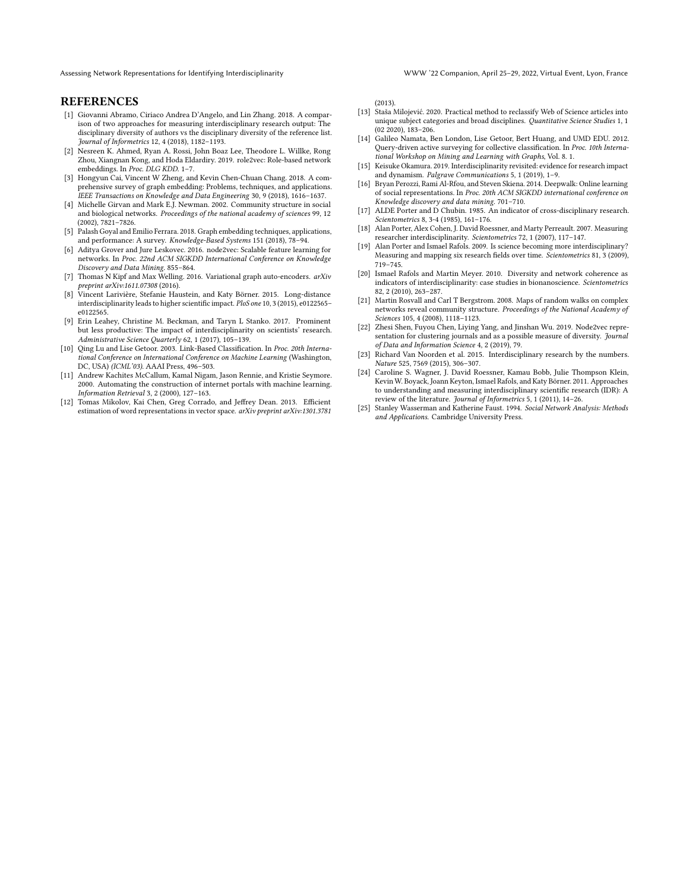## REFERENCES

[1] Giovanni Abramo, Ciriaco Andrea D'Angelo, and Lin Zhang. 2018. A comparison of two approaches for measuring interdisciplinary research output: The disciplinary diversity of authors vs the disciplinary diversity of the reference list. *Journal of Informetrics* 12, 4 (2018), 1182–1193.

[2] Nesreen K. Ahmed, Ryan A. Rossi, John Boaz Lee, Theodore L. Willke, Rong Zhou, Xiangnan Kong, and Hoda Eldardiry. 2019. role2vec: Role-based network embeddings. In *Proc. DLG KDD*. 1–7.

[3] Hongyun Cai, Vincent W Zheng, and Kevin Chen-Chuan Chang. 2018. A comprehensive survey of graph embedding: Problems, techniques, and applications. *IEEE Transactions on Knowledge and Data Engineering* 30, 9 (2018), 1616–1637.

[4] Michelle Girvan and Mark E.J. Newman. 2002. Community structure in social and biological networks. *Proceedings of the national academy of sciences* 99, 12 (2002), 7821–7826.

[5] Palash Goyal and Emilio Ferrara. 2018. Graph embedding techniques, applications, and performance: A survey. *Knowledge-Based Systems* 151 (2018), 78–94.

[6] Aditya Grover and Jure Leskovec. 2016. node2vec: Scalable feature learning for networks. In *Proc. 22nd ACM SIGKDD International Conference on Knowledge Discovery and Data Mining*. 855–864.

[7] Thomas N Kipf and Max Welling. 2016. Variational graph auto-encoders. *arXiv preprint arXiv:1611.07308* (2016).

[8] Vincent Larivière, Stefanie Haustein, and Katy Börner. 2015. Long-distance interdisciplinarity leads to higher scientific impact. *PloS one* 10, 3 (2015), e0122565–e0122565.

[9] Erin Leahey, Christine M. Beckman, and Taryn L Stanko. 2017. Prominent but less productive: The impact of interdisciplinarity on scientists' research. *Administrative Science Quarterly* 62, 1 (2017), 105–139.

[10] Qing Lu and Lise Getoor. 2003. Link-Based Classification. In *Proc. 20th International Conference on International Conference on Machine Learning* (Washington, DC, USA) *(ICML'03)*. AAAI Press, 496–503.

[11] Andrew Kachites McCallum, Kamal Nigam, Jason Rennie, and Kristie Seymore. 2000. Automating the construction of internet portals with machine learning. *Information Retrieval* 3, 2 (2000), 127–163.

[12] Tomas Mikolov, Kai Chen, Greg Corrado, and Jeffrey Dean. 2013. Efficient estimation of word representations in vector space. *arXiv preprint arXiv:1301.3781* (2013).

[13] Staša Milojević. 2020. Practical method to reclassify Web of Science articles into unique subject categories and broad disciplines. *Quantitative Science Studies* 1, 1 (02 2020), 183–206.

[14] Galileo Namata, Ben London, Lise Getoor, Bert Huang, and UMD EDU. 2012. Query-driven active surveying for collective classification. In *Proc. 10th International Workshop on Mining and Learning with Graphs*, Vol. 8. 1.

[15] Keisuke Okamura. 2019. Interdisciplinarity revisited: evidence for research impact and dynamism. *Palgrave Communications* 5, 1 (2019), 1–9.

[16] Bryan Perozzi, Rami Al-Rfou, and Steven Skiena. 2014. Deepwalk: Online learning of social representations. In *Proc. 20th ACM SIGKDD international conference on Knowledge discovery and data mining*. 701–710.

[17] ALDE Porter and D Chubin. 1985. An indicator of cross-disciplinary research. *Scientometrics* 8, 3-4 (1985), 161–176.

[18] Alan Porter, Alex Cohen, J. David Roessner, and Marty Perreault. 2007. Measuring researcher interdisciplinarity. *Scientometrics* 72, 1 (2007), 117–147.

[19] Alan Porter and Ismael Rafols. 2009. Is science becoming more interdisciplinary? Measuring and mapping six research fields over time. *Scientometrics* 81, 3 (2009), 719–745.

[20] Ismael Rafols and Martin Meyer. 2010. Diversity and network coherence as indicators of interdisciplinarity: case studies in bionanoscience. *Scientometrics* 82, 2 (2010), 263–287.

[21] Martin Rosvall and Carl T Bergstrom. 2008. Maps of random walks on complex networks reveal community structure. *Proceedings of the National Academy of Sciences* 105, 4 (2008), 1118–1123.

[22] Zhesi Shen, Fuyou Chen, Liying Yang, and Jinshan Wu. 2019. Node2vec representation for clustering journals and as a possible measure of diversity. *Journal of Data and Information Science* 4, 2 (2019), 79.

[23] Richard Van Noorden et al. 2015. Interdisciplinary research by the numbers. *Nature* 525, 7569 (2015), 306–307.

[24] Caroline S. Wagner, J. David Roessner, Kamau Bobb, Julie Thompson Klein, Kevin W. Boyack, Joann Keyton, Ismael Rafols, and Katy Börner. 2011. Approaches to understanding and measuring interdisciplinary scientific research (IDR): A review of the literature. *Journal of Informetrics* 5, 1 (2011), 14–26.

[25] Stanley Wasserman and Katherine Faust. 1994. *Social Network Analysis: Methods and Applications*. Cambridge University Press.